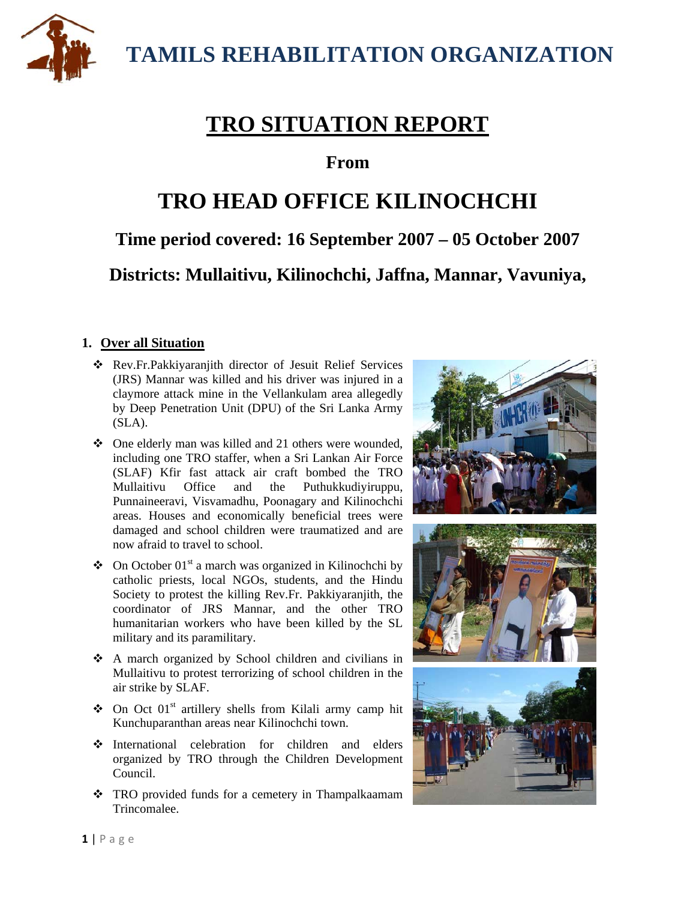# TAMILS REHABILITATION ORGANIZATION

# TRO SITUATION REPORT

## From

# TRO HEAD OFFICE KILINOCHCHI

### Time period covered: 16 September 2007 – 05 October 2007

### Districts: Mullaitivu, Kilinochchi, Jaffna, Mannar, Vavuniya,

## 1. Over all Situation

- Rev.Fr.Pakkiyaranjith director of Jesuit Relief Services (JRS) Mannar was killed and his driver was injured in a claymore attack mine in the Vellankulam area allegedly by Deep Penetration Unit (DPU) of the Sri Lanka Army (SLA).
- One elderly man was killed and 21 others were wounded, including one TRO staffer, when a Sri Lankan Air Force (SLAF) Kfir fast attack air craft bombed the TRO Mullaitivu Office and the Puthukkudiyiruppu, Punnaineeravi, Visvamadhu, Poonagary and Kilinochchi areas. Houses and economically beneficial trees were damaged and school children were traumatized and are now afraid to travel to school.
- On October 01st a march was organized in Kilinochchi by catholic priests, local NGOs, students, and the Hindu Society to protest the killing Rev.Fr. Pakkiyaranjith, the coordinator of JRS Mannar, and the other TRO humanitarian workers who have been killed by the SL military and its paramilitary.
- A march organized by School children and civilians in Mullaitivu to protest terrorizing of school children in the air strike by SLAF.
- On Oct 01st artillery shells from Kilali army camp hit Kunchuparanthan areas near Kilinochchi town.
- International celebration for children and elders organized by TRO through the Children Development Council.
- TRO provided funds for a cemetery in Thampalkaamam Trincomalee.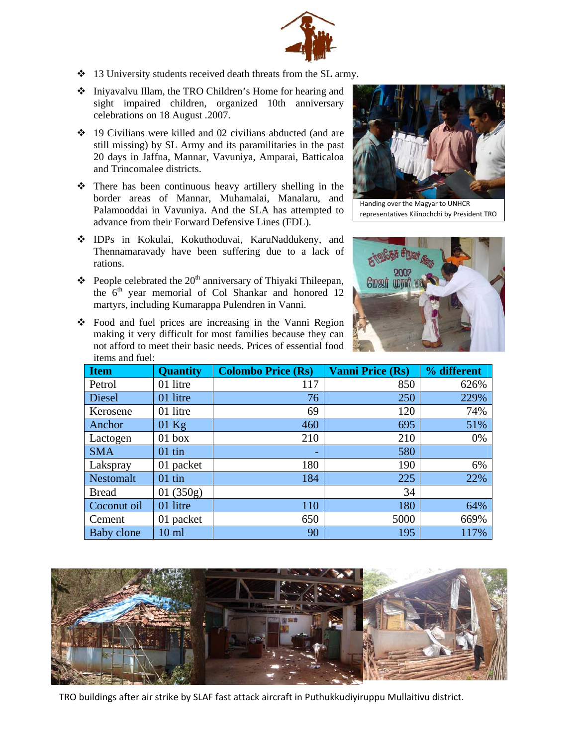- 13 University students received death threats from the SL army.
- Iniyavalvu Illam, the TRO Children's Home for hearing and sight impaired children, organized 10th anniversary celebrations on 18 August .2007.
- 19 Civilians were killed and 02 civilians abducted (and are still missing) by SL Army and its paramilitaries in the past 20 days in Jaffna, Mannar, Vavuniya, Amparai, Batticaloa and Trincomalee districts.
- There has been continuous heavy artillery shelling in the border areas of Mannar, Muhamalai, Manalaru, and Palamooddai in Vavuniya. And the SLA has attempted to advance from their Forward Defensive Lines (FDL).
- IDPs in Kokulai, Kokuthoduvai, KaruNaddukeny, and Thennamaravady have been suffering due to a lack of rations.
- People celebrated the 20th anniversary of Thiyaki Thileepan, the 6th year memorial of Col Shankar and honored 12 martyrs, including Kumarappa Pulendren in Vanni.
- Food and fuel prices are increasing in the Vanni Region making it very difficult for most families because they can not afford to meet their basic needs. Prices of essential food items and fuel:

Handing over the Magyar to UNHCR representatives Kilinochchi by President TRO

| Item | Quantity | Colombo Price (Rs) | Vanni Price (Rs) | % different |
|---|---|---|---|---|
| Petrol | 01 litre | 117 | 850 | 626% |
| Diesel | 01 litre | 76 | 250 | 229% |
| Kerosene | 01 litre | 69 | 120 | 74% |
| Anchor | 01 Kg | 460 | 695 | 51% |
| Lactogen | 01 box | 210 | 210 | 0% |
| SMA | 01 tin | - | 580 | |
| Lakspray | 01 packet | 180 | 190 | 6% |
| Nestomalt | 01 tin | 184 | 225 | 22% |
| Bread | 01 (350g) | | 34 | |
| Coconut oil | 01 litre | 110 | 180 | 64% |
| Cement | 01 packet | 650 | 5000 | 669% |
| Baby clone | 10 ml | 90 | 195 | 117% |

TRO buildings after air strike by SLAF fast attack aircraft in Puthukkudiyiruppu Mullaitivu district.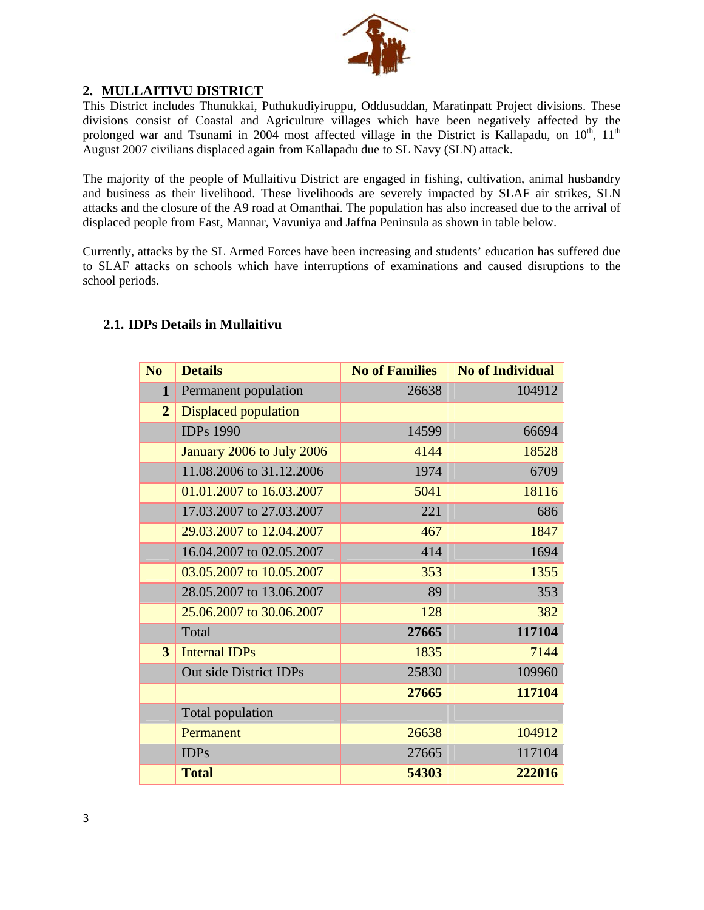## 2. MULLAITIVU DISTRICT

This District includes Thunukkai, Puthukudiyiruppu, Oddusuddan, Maratinpatt Project divisions. These divisions consist of Coastal and Agriculture villages which have been negatively affected by the prolonged war and Tsunami in 2004 most affected village in the District is Kallapadu, on 10th, 11th August 2007 civilians displaced again from Kallapadu due to SL Navy (SLN) attack.

The majority of the people of Mullaitivu District are engaged in fishing, cultivation, animal husbandry and business as their livelihood. These livelihoods are severely impacted by SLAF air strikes, SLN attacks and the closure of the A9 road at Omanthai. The population has also increased due to the arrival of displaced people from East, Mannar, Vavuniya and Jaffna Peninsula as shown in table below.

Currently, attacks by the SL Armed Forces have been increasing and students' education has suffered due to SLAF attacks on schools which have interruptions of examinations and caused disruptions to the school periods.

### 2.1. IDPs Details in Mullaitivu

| No | Details | No of Families | No of Individual |
|---|---|---|---|
| 1 | Permanent population | 26638 | 104912 |
| 2 | Displaced population | | |
| | IDPs 1990 | 14599 | 66694 |
| | January 2006 to July 2006 | 4144 | 18528 |
| | 11.08.2006 to 31.12.2006 | 1974 | 6709 |
| | 01.01.2007 to 16.03.2007 | 5041 | 18116 |
| | 17.03.2007 to 27.03.2007 | 221 | 686 |
| | 29.03.2007 to 12.04.2007 | 467 | 1847 |
| | 16.04.2007 to 02.05.2007 | 414 | 1694 |
| | 03.05.2007 to 10.05.2007 | 353 | 1355 |
| | 28.05.2007 to 13.06.2007 | 89 | 353 |
| | 25.06.2007 to 30.06.2007 | 128 | 382 |
| | Total | **27665** | **117104** |
| 3 | Internal IDPs | 1835 | 7144 |
| | Out side District IDPs | 25830 | 109960 |
| | | **27665** | **117104** |
| | Total population | | |
| | Permanent | 26638 | 104912 |
| | IDPs | 27665 | 117104 |
| | **Total** | **54303** | **222016** |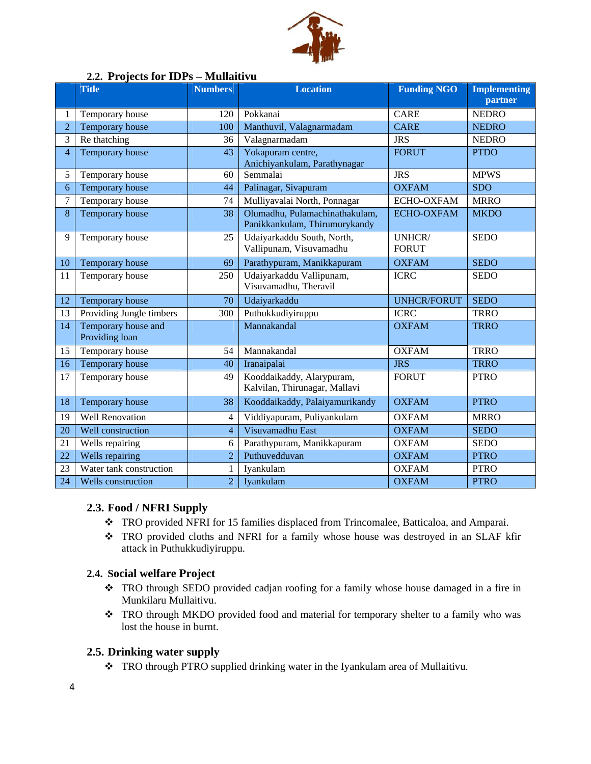## 2.2. Projects for IDPs – Mullaitivu

| | Title | Numbers | Location | Funding NGO | Implementing partner |
|---|---|---|---|---|---|
| 1 | Temporary house | 120 | Pokkanai | CARE | NEDRO |
| 2 | Temporary house | 100 | Manthuvil, Valagnarmadam | CARE | NEDRO |
| 3 | Re thatching | 36 | Valagnarmadam | JRS | NEDRO |
| 4 | Temporary house | 43 | Yokapuram centre, Anichiyankulam, Parathynagar | FORUT | PTDO |
| 5 | Temporary house | 60 | Semmalai | JRS | MPWS |
| 6 | Temporary house | 44 | Palinagar, Sivapuram | OXFAM | SDO |
| 7 | Temporary house | 74 | Mulliyavalai North, Ponnagar | ECHO-OXFAM | MRRO |
| 8 | Temporary house | 38 | Olumadhu, Pulamachinathakulam, Panikkankulam, Thirumurykandy | ECHO-OXFAM | MKDO |
| 9 | Temporary house | 25 | Udaiyarkaddu South, North, Vallipunam, Visuvamadhu | UNHCR/ FORUT | SEDO |
| 10 | Temporary house | 69 | Parathypuram, Manikkapuram | OXFAM | SEDO |
| 11 | Temporary house | 250 | Udaiyarkaddu Vallipunam, Visuvamadhu, Theravil | ICRC | SEDO |
| 12 | Temporary house | 70 | Udaiyarkaddu | UNHCR/FORUT | SEDO |
| 13 | Providing Jungle timbers | 300 | Puthukkudiyiruppu | ICRC | TRRO |
| 14 | Temporary house and Providing loan | | Mannakandal | OXFAM | TRRO |
| 15 | Temporary house | 54 | Mannakandal | OXFAM | TRRO |
| 16 | Temporary house | 40 | Iranaipalai | JRS | TRRO |
| 17 | Temporary house | 49 | Kooddaikaddy, Alarypuram, Kalvilan, Thirunagar, Mallavi | FORUT | PTRO |
| 18 | Temporary house | 38 | Kooddaikaddy, Palaiyamurikandy | OXFAM | PTRO |
| 19 | Well Renovation | 4 | Viddiyapuram, Puliyankulam | OXFAM | MRRO |
| 20 | Well construction | 4 | Visuvamadhu East | OXFAM | SEDO |
| 21 | Wells repairing | 6 | Parathypuram, Manikkapuram | OXFAM | SEDO |
| 22 | Wells repairing | 2 | Puthuvedduvan | OXFAM | PTRO |
| 23 | Water tank construction | 1 | Iyankulam | OXFAM | PTRO |
| 24 | Wells construction | 2 | Iyankulam | OXFAM | PTRO |

## 2.3. Food / NFRI Supply

- TRO provided NFRI for 15 families displaced from Trincomalee, Batticaloa, and Amparai.
- TRO provided cloths and NFRI for a family whose house was destroyed in an SLAF kfir attack in Puthukkudiyiruppu.

## 2.4. Social welfare Project

- TRO through SEDO provided cadjan roofing for a family whose house damaged in a fire in Munkilaru Mullaitivu.
- TRO through MKDO provided food and material for temporary shelter to a family who was lost the house in burnt.

## 2.5. Drinking water supply

- TRO through PTRO supplied drinking water in the Iyankulam area of Mullaitivu.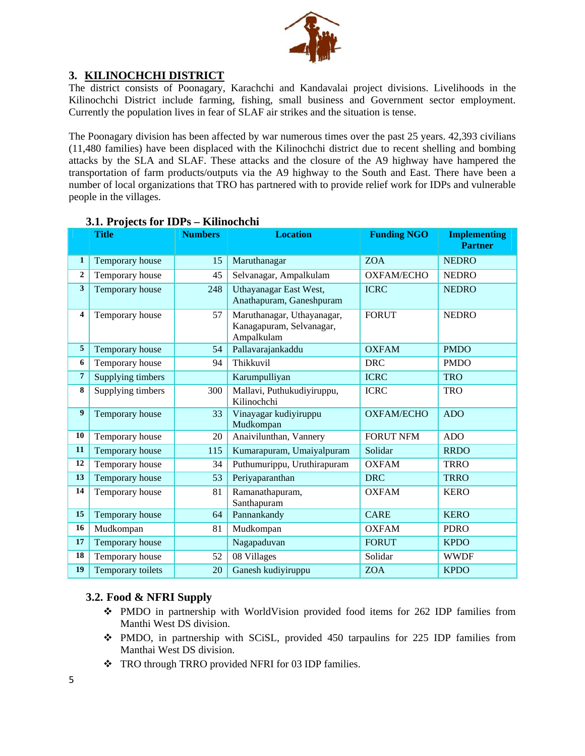## 3. KILINOCHCHI DISTRICT

The district consists of Poonagary, Karachchi and Kandavalai project divisions. Livelihoods in the Kilinochchi District include farming, fishing, small business and Government sector employment. Currently the population lives in fear of SLAF air strikes and the situation is tense.

The Poonagary division has been affected by war numerous times over the past 25 years. 42,393 civilians (11,480 families) have been displaced with the Kilinochchi district due to recent shelling and bombing attacks by the SLA and SLAF. These attacks and the closure of the A9 highway have hampered the transportation of farm products/outputs via the A9 highway to the South and East. There have been a number of local organizations that TRO has partnered with to provide relief work for IDPs and vulnerable people in the villages.

### 3.1. Projects for IDPs – Kilinochchi

| | Title | Numbers | Location | Funding NGO | Implementing Partner |
|---|---|---|---|---|---|
| 1 | Temporary house | 15 | Maruthanagar | ZOA | NEDRO |
| 2 | Temporary house | 45 | Selvanagar, Ampalkulam | OXFAM/ECHO | NEDRO |
| 3 | Temporary house | 248 | Uthayanagar East West, Anathapuram, Ganeshpuram | ICRC | NEDRO |
| 4 | Temporary house | 57 | Maruthanagar, Uthayanagar, Kanagapuram, Selvanagar, Ampalkulam | FORUT | NEDRO |
| 5 | Temporary house | 54 | Pallavarajankaddu | OXFAM | PMDO |
| 6 | Temporary house | 94 | Thikkuvil | DRC | PMDO |
| 7 | Supplying timbers | | Karumpulliyan | ICRC | TRO |
| 8 | Supplying timbers | 300 | Mallavi, Puthukudiyiruppu, Kilinochchi | ICRC | TRO |
| 9 | Temporary house | 33 | Vinayagar kudiyiruppu Mudkompan | OXFAM/ECHO | ADO |
| 10 | Temporary house | 20 | Anaivilunthan, Vannery | FORUT NFM | ADO |
| 11 | Temporary house | 115 | Kumarapuram, Umaiyalpuram | Solidar | RRDO |
| 12 | Temporary house | 34 | Puthumurippu, Uruthirapuram | OXFAM | TRRO |
| 13 | Temporary house | 53 | Periyaparanthan | DRC | TRRO |
| 14 | Temporary house | 81 | Ramanathapuram, Santhapuram | OXFAM | KERO |
| 15 | Temporary house | 64 | Pannankandy | CARE | KERO |
| 16 | Mudkompan | 81 | Mudkompan | OXFAM | PDRO |
| 17 | Temporary house | | Nagapaduvan | FORUT | KPDO |
| 18 | Temporary house | 52 | 08 Villages | Solidar | WWDF |
| 19 | Temporary toilets | 20 | Ganesh kudiyiruppu | ZOA | KPDO |

### 3.2. Food & NFRI Supply

- PMDO in partnership with WorldVision provided food items for 262 IDP families from Manthi West DS division.
- PMDO, in partnership with SCiSL, provided 450 tarpaulins for 225 IDP families from Manthai West DS division.
- TRO through TRRO provided NFRI for 03 IDP families.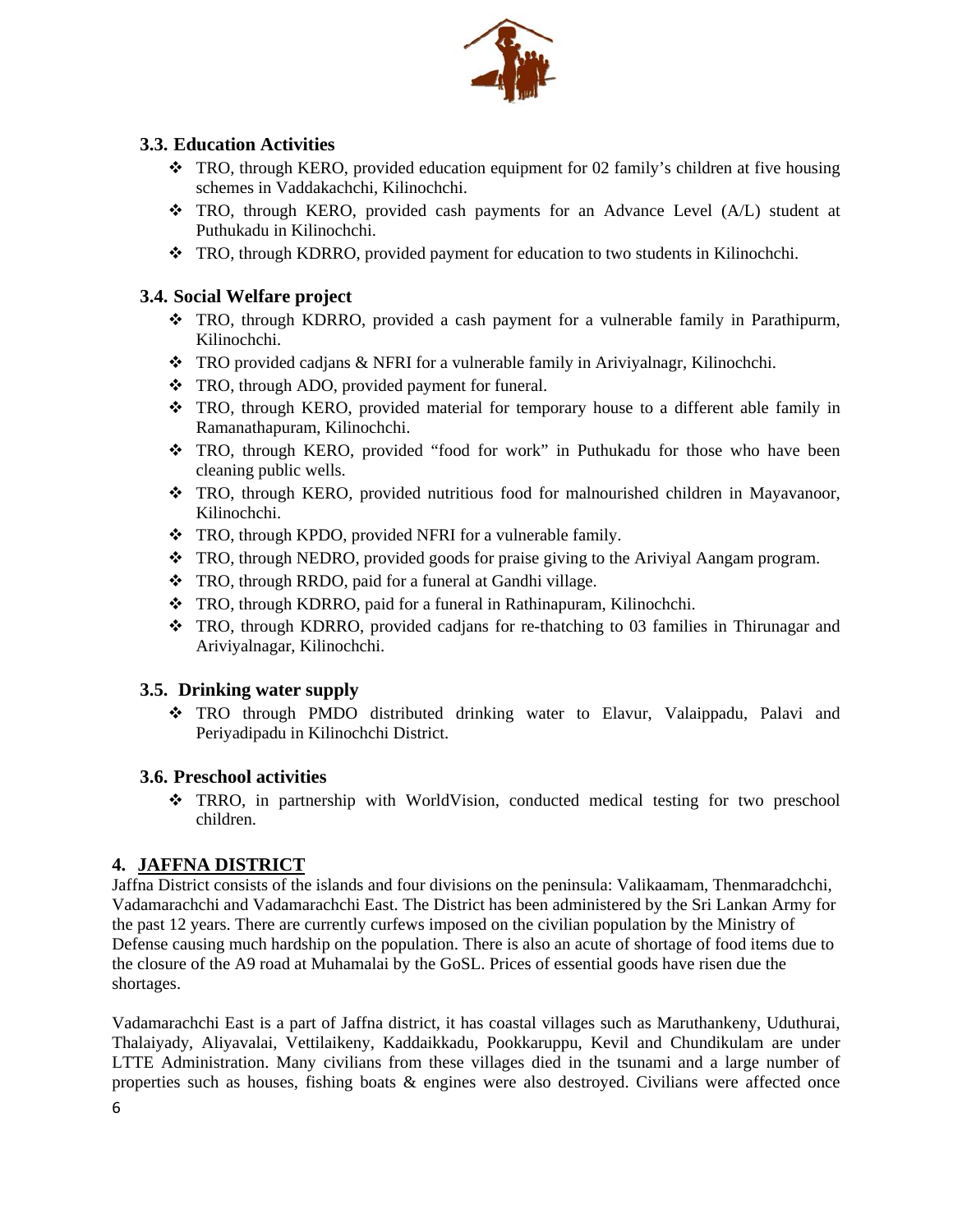### 3.3. Education Activities

- TRO, through KERO, provided education equipment for 02 family's children at five housing schemes in Vaddakachchi, Kilinochchi.
- TRO, through KERO, provided cash payments for an Advance Level (A/L) student at Puthukadu in Kilinochchi.
- TRO, through KDRRO, provided payment for education to two students in Kilinochchi.

### 3.4. Social Welfare project

- TRO, through KDRRO, provided a cash payment for a vulnerable family in Parathipurm, Kilinochchi.
- TRO provided cadjans & NFRI for a vulnerable family in Ariviyalnagr, Kilinochchi.
- TRO, through ADO, provided payment for funeral.
- TRO, through KERO, provided material for temporary house to a different able family in Ramanathapuram, Kilinochchi.
- TRO, through KERO, provided "food for work" in Puthukadu for those who have been cleaning public wells.
- TRO, through KERO, provided nutritious food for malnourished children in Mayavanoor, Kilinochchi.
- TRO, through KPDO, provided NFRI for a vulnerable family.
- TRO, through NEDRO, provided goods for praise giving to the Ariviyal Aangam program.
- TRO, through RRDO, paid for a funeral at Gandhi village.
- TRO, through KDRRO, paid for a funeral in Rathinapuram, Kilinochchi.
- TRO, through KDRRO, provided cadjans for re-thatching to 03 families in Thirunagar and Ariviyalnagar, Kilinochchi.

### 3.5. Drinking water supply

- TRO through PMDO distributed drinking water to Elavur, Valaippadu, Palavi and Periyadipadu in Kilinochchi District.

### 3.6. Preschool activities

- TRRO, in partnership with WorldVision, conducted medical testing for two preschool children.

## 4. JAFFNA DISTRICT

Jaffna District consists of the islands and four divisions on the peninsula: Valikaamam, Thenmaradchchi, Vadamarachchi and Vadamarachchi East. The District has been administered by the Sri Lankan Army for the past 12 years. There are currently curfews imposed on the civilian population by the Ministry of Defense causing much hardship on the population. There is also an acute of shortage of food items due to the closure of the A9 road at Muhamalai by the GoSL. Prices of essential goods have risen due the shortages.

Vadamarachchi East is a part of Jaffna district, it has coastal villages such as Maruthankeny, Uduthurai, Thalaiyady, Aliyavalai, Vettilaikeny, Kaddaikkadu, Pookkaruppu, Kevil and Chundikulam are under LTTE Administration. Many civilians from these villages died in the tsunami and a large number of properties such as houses, fishing boats & engines were also destroyed. Civilians were affected once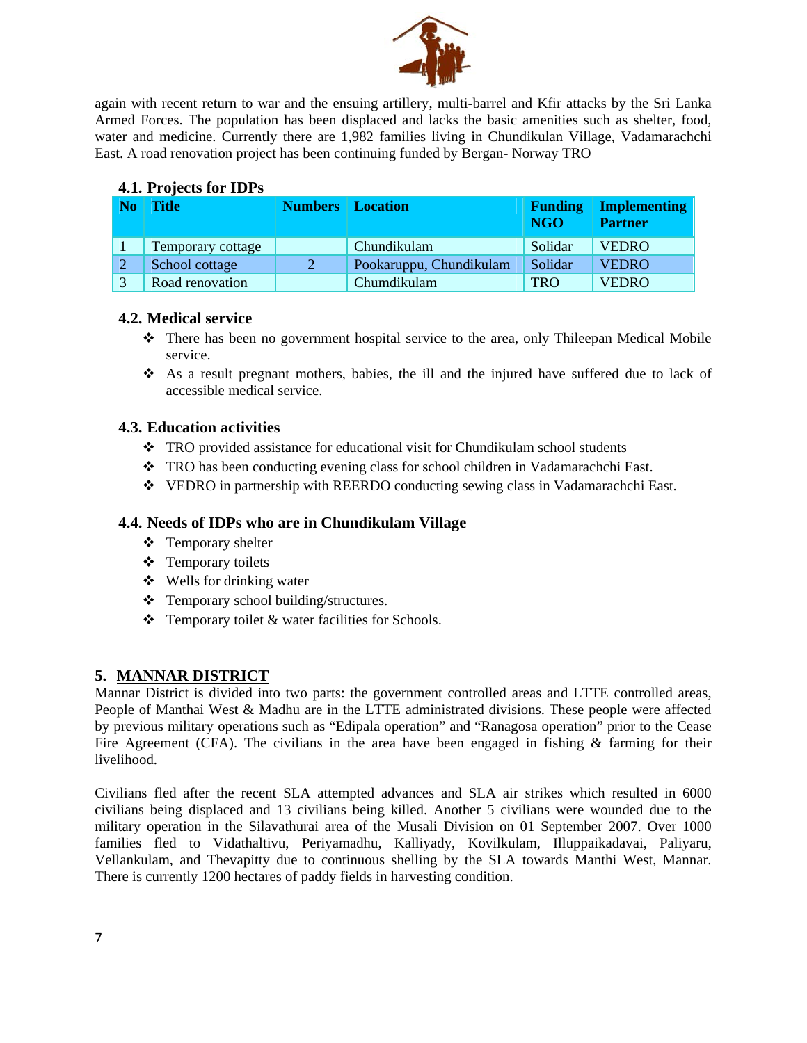again with recent return to war and the ensuing artillery, multi-barrel and Kfir attacks by the Sri Lanka Armed Forces. The population has been displaced and lacks the basic amenities such as shelter, food, water and medicine. Currently there are 1,982 families living in Chundikulan Village, Vadamarachchi East. A road renovation project has been continuing funded by Bergan- Norway TRO

### 4.1. Projects for IDPs

| No | Title | Numbers | Location | Funding NGO | Implementing Partner |
|---|---|---|---|---|---|
| 1 | Temporary cottage | | Chundikulam | Solidar | VEDRO |
| 2 | School cottage | 2 | Pookaruppu, Chundikulam | Solidar | VEDRO |
| 3 | Road renovation | | Chumdikulam | TRO | VEDRO |

### 4.2. Medical service

- There has been no government hospital service to the area, only Thileepan Medical Mobile service.
- As a result pregnant mothers, babies, the ill and the injured have suffered due to lack of accessible medical service.

### 4.3. Education activities

- TRO provided assistance for educational visit for Chundikulam school students
- TRO has been conducting evening class for school children in Vadamarachchi East.
- VEDRO in partnership with REERDO conducting sewing class in Vadamarachchi East.

### 4.4. Needs of IDPs who are in Chundikulam Village

- Temporary shelter
- Temporary toilets
- Wells for drinking water
- Temporary school building/structures.
- Temporary toilet & water facilities for Schools.

## 5. MANNAR DISTRICT

Mannar District is divided into two parts: the government controlled areas and LTTE controlled areas, People of Manthai West & Madhu are in the LTTE administrated divisions. These people were affected by previous military operations such as “Edipala operation” and “Ranagosa operation” prior to the Cease Fire Agreement (CFA). The civilians in the area have been engaged in fishing & farming for their livelihood.

Civilians fled after the recent SLA attempted advances and SLA air strikes which resulted in 6000 civilians being displaced and 13 civilians being killed. Another 5 civilians were wounded due to the military operation in the Silavathurai area of the Musali Division on 01 September 2007. Over 1000 families fled to Vidathaltivu, Periyamadhu, Kalliyady, Kovilkulam, Illuppaikadavai, Paliyaru, Vellankulam, and Thevapitty due to continuous shelling by the SLA towards Manthi West, Mannar. There is currently 1200 hectares of paddy fields in harvesting condition.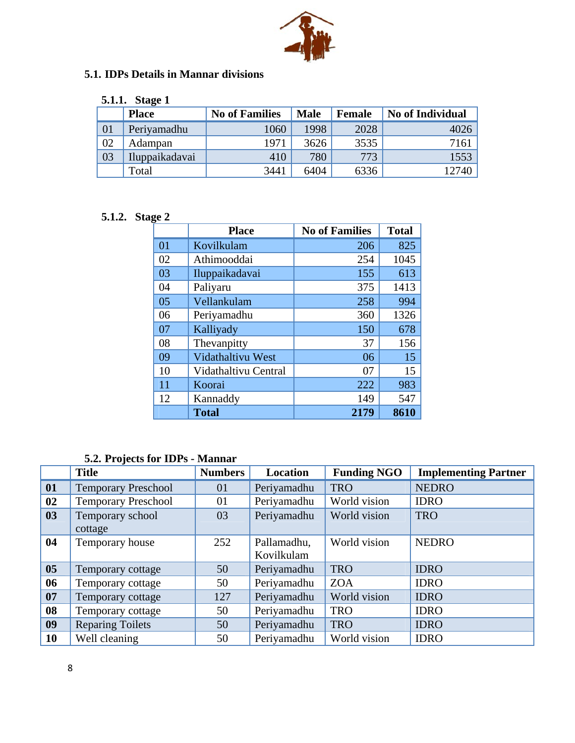## 5.1. IDPs Details in Mannar divisions

### 5.1.1. Stage 1

| | Place | No of Families | Male | Female | No of Individual |
|---|---|---|---|---|---|
| 01 | Periyamadhu | 1060 | 1998 | 2028 | 4026 |
| 02 | Adampan | 1971 | 3626 | 3535 | 7161 |
| 03 | Iluppaikadavai | 410 | 780 | 773 | 1553 |
| | Total | 3441 | 6404 | 6336 | 12740 |

### 5.1.2. Stage 2

| | Place | No of Families | Total |
|---|---|---|---|
| 01 | Kovilkulam | 206 | 825 |
| 02 | Athimooddai | 254 | 1045 |
| 03 | Iluppaikadavai | 155 | 613 |
| 04 | Paliyaru | 375 | 1413 |
| 05 | Vellankulam | 258 | 994 |
| 06 | Periyamadhu | 360 | 1326 |
| 07 | Kalliyady | 150 | 678 |
| 08 | Thevanpitty | 37 | 156 |
| 09 | Vidathaltivu West | 06 | 15 |
| 10 | Vidathaltivu Central | 07 | 15 |
| 11 | Koorai | 222 | 983 |
| 12 | Kannaddy | 149 | 547 |
| | **Total** | **2179** | **8610** |

## 5.2. Projects for IDPs - Mannar

| | Title | Numbers | Location | Funding NGO | Implementing Partner |
|---|---|---|---|---|---|
| **01** | Temporary Preschool | 01 | Periyamadhu | TRO | NEDRO |
| **02** | Temporary Preschool | 01 | Periyamadhu | World vision | IDRO |
| **03** | Temporary school cottage | 03 | Periyamadhu | World vision | TRO |
| **04** | Temporary house | 252 | Pallamadhu, Kovilkulam | World vision | NEDRO |
| **05** | Temporary cottage | 50 | Periyamadhu | TRO | IDRO |
| **06** | Temporary cottage | 50 | Periyamadhu | ZOA | IDRO |
| **07** | Temporary cottage | 127 | Periyamadhu | World vision | IDRO |
| **08** | Temporary cottage | 50 | Periyamadhu | TRO | IDRO |
| **09** | Reparing Toilets | 50 | Periyamadhu | TRO | IDRO |
| **10** | Well cleaning | 50 | Periyamadhu | World vision | IDRO |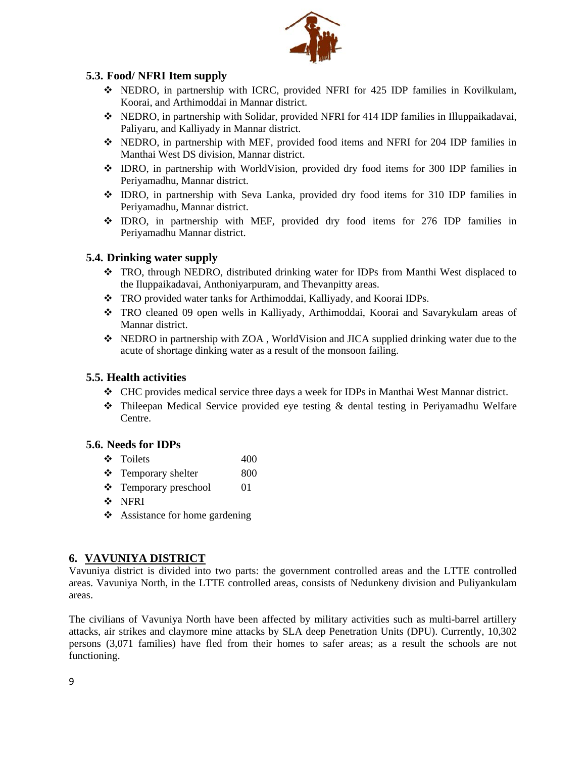### 5.3. Food/ NFRI Item supply

- NEDRO, in partnership with ICRC, provided NFRI for 425 IDP families in Kovilkulam, Koorai, and Arthimoddai in Mannar district.
- NEDRO, in partnership with Solidar, provided NFRI for 414 IDP families in Illuppaikadavai, Paliyaru, and Kalliyady in Mannar district.
- NEDRO, in partnership with MEF, provided food items and NFRI for 204 IDP families in Manthai West DS division, Mannar district.
- IDRO, in partnership with WorldVision, provided dry food items for 300 IDP families in Periyamadhu, Mannar district.
- IDRO, in partnership with Seva Lanka, provided dry food items for 310 IDP families in Periyamadhu, Mannar district.
- IDRO, in partnership with MEF, provided dry food items for 276 IDP families in Periyamadhu Mannar district.

### 5.4. Drinking water supply

- TRO, through NEDRO, distributed drinking water for IDPs from Manthi West displaced to the Iluppaikadavai, Anthoniyarpuram, and Thevanpitty areas.
- TRO provided water tanks for Arthimoddai, Kalliyady, and Koorai IDPs.
- TRO cleaned 09 open wells in Kalliyady, Arthimoddai, Koorai and Savarykulam areas of Mannar district.
- NEDRO in partnership with ZOA , WorldVision and JICA supplied drinking water due to the acute of shortage dinking water as a result of the monsoon failing.

### 5.5. Health activities

- CHC provides medical service three days a week for IDPs in Manthai West Mannar district.
- Thileepan Medical Service provided eye testing & dental testing in Periyamadhu Welfare Centre.

### 5.6. Needs for IDPs

- Toilets 400
- Temporary shelter 800
- Temporary preschool 01
- NFRI
- Assistance for home gardening

## 6. VAVUNIYA DISTRICT

Vavuniya district is divided into two parts: the government controlled areas and the LTTE controlled areas. Vavuniya North, in the LTTE controlled areas, consists of Nedunkeny division and Puliyankulam areas.

The civilians of Vavuniya North have been affected by military activities such as multi-barrel artillery attacks, air strikes and claymore mine attacks by SLA deep Penetration Units (DPU). Currently, 10,302 persons (3,071 families) have fled from their homes to safer areas; as a result the schools are not functioning.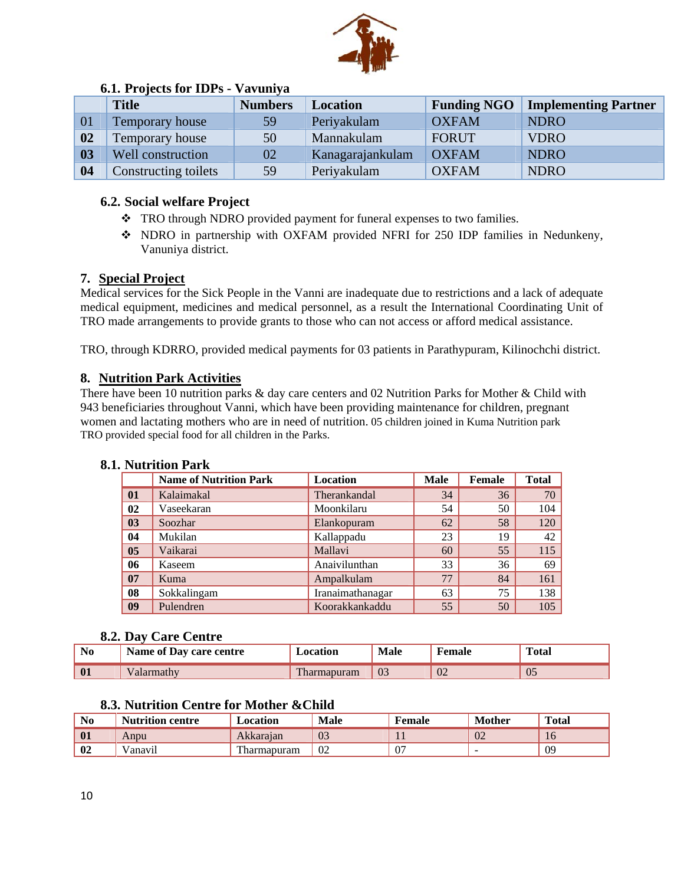### 6.1. Projects for IDPs - Vavuniya

| | Title | Numbers | Location | Funding NGO | Implementing Partner |
|---|---|---|---|---|---|
| 01 | Temporary house | 59 | Periyakulam | OXFAM | NDRO |
| 02 | Temporary house | 50 | Mannakulam | FORUT | VDRO |
| 03 | Well construction | 02 | Kanagarajankulam | OXFAM | NDRO |
| 04 | Constructing toilets | 59 | Periyakulam | OXFAM | NDRO |

### 6.2. Social welfare Project

- TRO through NDRO provided payment for funeral expenses to two families.
- NDRO in partnership with OXFAM provided NFRI for 250 IDP families in Nedunkeny, Vanuniya district.

## 7. Special Project

Medical services for the Sick People in the Vanni are inadequate due to restrictions and a lack of adequate medical equipment, medicines and medical personnel, as a result the International Coordinating Unit of TRO made arrangements to provide grants to those who can not access or afford medical assistance.

TRO, through KDRRO, provided medical payments for 03 patients in Parathypuram, Kilinochchi district.

## 8. Nutrition Park Activities

There have been 10 nutrition parks & day care centers and 02 Nutrition Parks for Mother & Child with 943 beneficiaries throughout Vanni, which have been providing maintenance for children, pregnant women and lactating mothers who are in need of nutrition. 05 children joined in Kuma Nutrition park TRO provided special food for all children in the Parks.

### 8.1. Nutrition Park

| | Name of Nutrition Park | Location | Male | Female | Total |
|---|---|---|---|---|---|
| 01 | Kalaimakal | Therankandal | 34 | 36 | 70 |
| 02 | Vaseekaran | Moonkilaru | 54 | 50 | 104 |
| 03 | Soozhar | Elankopuram | 62 | 58 | 120 |
| 04 | Mukilan | Kallappadu | 23 | 19 | 42 |
| 05 | Vaikarai | Mallavi | 60 | 55 | 115 |
| 06 | Kaseem | Anaivilunthan | 33 | 36 | 69 |
| 07 | Kuma | Ampalkulam | 77 | 84 | 161 |
| 08 | Sokkalingam | Iranaimathanagar | 63 | 75 | 138 |
| 09 | Pulendren | Koorakkankaddu | 55 | 50 | 105 |

### 8.2. Day Care Centre

| No | Name of Day care centre | Location | Male | Female | Total |
|---|---|---|---|---|---|
| 01 | Valarmathy | Tharmapuram | 03 | 02 | 05 |

### 8.3. Nutrition Centre for Mother &Child

| No | Nutrition centre | Location | Male | Female | Mother | Total |
|---|---|---|---|---|---|---|
| 01 | Anpu | Akkarajan | 03 | 11 | 02 | 16 |
| 02 | Vanavil | Tharmapuram | 02 | 07 | - | 09 |